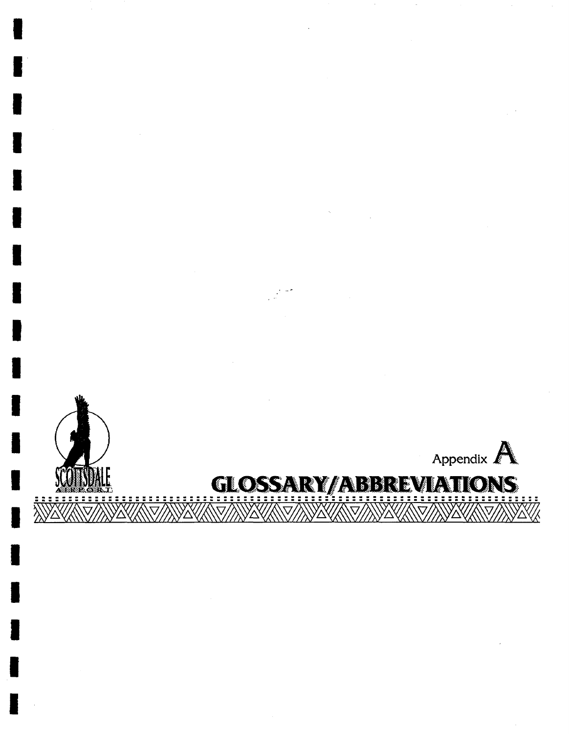Appendix A

# GLOSSARY/ABBREVIATIONS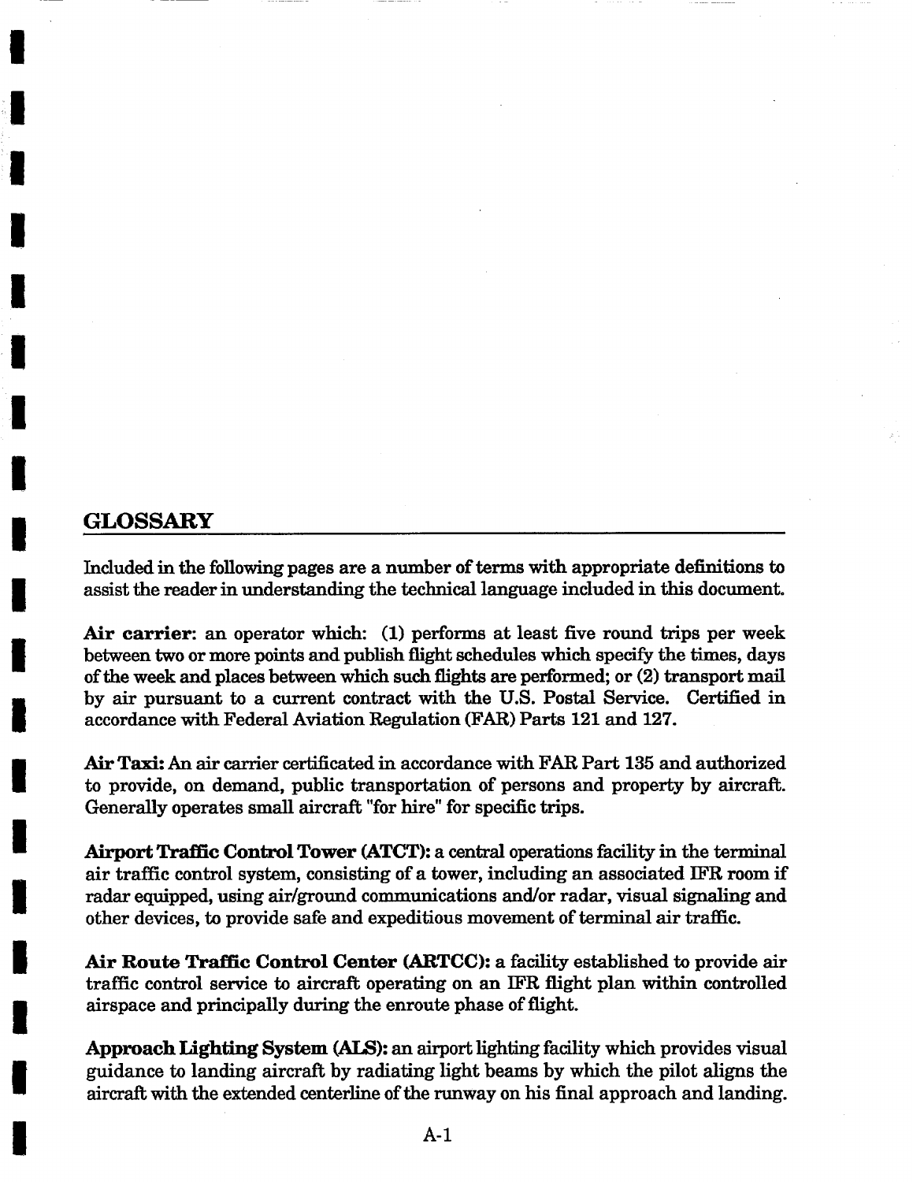## GLOSSARY

Included in the following pages are a number of terms with appropriate definitions to assist the reader in understanding the technical language included in this document.

**Air carrier**: an operator which: (1) performs at least five round trips per week between two or more points and publish flight schedules which specify the times, days of the week and places between which such flights are performed; or (2) transport mail by air pursuant to a current contract with the U.S. Postal Service. Certified in accordance with Federal Aviation Regulation (FAR) Parts 121 and 127.

**Air Taxi:** An air carrier certificated in accordance with FAR Part 135 and authorized to provide, on demand, public transportation of persons and property by aircraft. Generally operates small aircraft "for hire" for specific trips.

**Airport Traffic Control Tower (ATCT):** a central operations facility in the terminal air traffic control system, consisting of a tower, including an associated IFR room if radar equipped, using air/ground communications and/or radar, visual signaling and other devices, to provide safe and expeditious movement of terminal air traffic.

**Air Route Traffic Control Center (ARTCC):** a facility established to provide air traffic control service to aircraft operating on an IFR flight plan within controlled airspace and principally during the enroute phase of flight.

**Approach Lighting System (ALS):** an airport lighting facility which provides visual guidance to landing aircraft by radiating light beams by which the pilot aligns the aircraft with the extended centerline of the runway on his final approach and landing.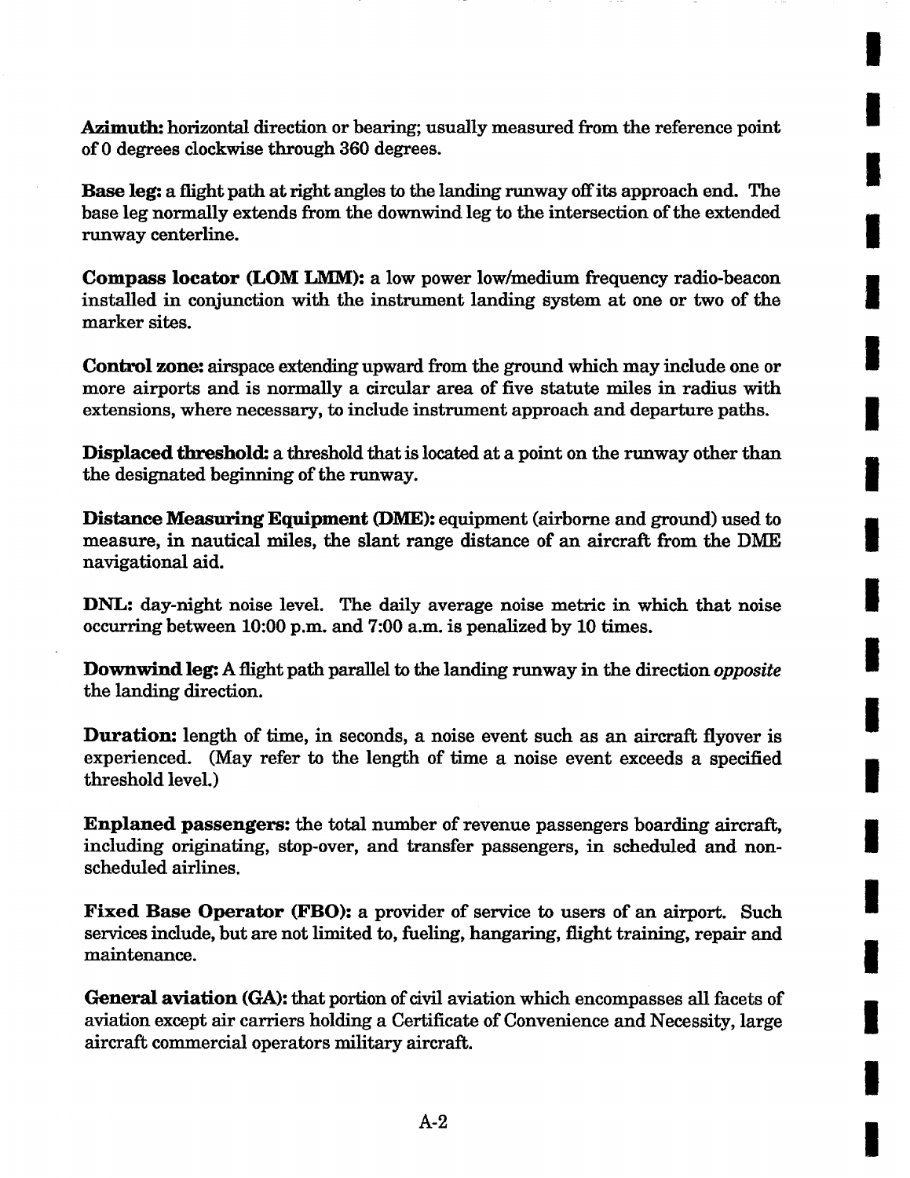**Azimuth:** horizontal direction or bearing; usually measured from the reference point of 0 degrees clockwise through 360 degrees.

**Base leg:** a flight path at right angles to the landing runway off its approach end. The base leg normally extends from the downwind leg to the intersection of the extended runway centerline.

**Compass locator (LOM LMM):** a low power low/medium frequency radio-beacon installed in conjunction with the instrument landing system at one or two of the marker sites.

**Control zone:** airspace extending upward from the ground which may include one or more airports and is normally a circular area of five statute miles in radius with extensions, where necessary, to include instrument approach and departure paths.

**Displaced threshold:** a threshold that is located at a point on the runway other than the designated beginning of the runway.

**Distance Measuring Equipment (DME):** equipment (airborne and ground) used to measure, in nautical miles, the slant range distance of an aircraft from the DME navigational aid.

**DNL:** day-night noise level. The daily average noise metric in which that noise occurring between 10:00 p.m. and 7:00 a.m. is penalized by 10 times.

**Downwind leg:** A flight path parallel to the landing runway in the direction *opposite* the landing direction.

**Duration:** length of time, in seconds, a noise event such as an aircraft flyover is experienced. (May refer to the length of time a noise event exceeds a specified threshold level.)

**Enplaned passengers:** the total number of revenue passengers boarding aircraft, including originating, stop-over, and transfer passengers, in scheduled and non-scheduled airlines.

**Fixed Base Operator (FBO):** a provider of service to users of an airport. Such services include, but are not limited to, fueling, hangaring, flight training, repair and maintenance.

**General aviation (GA):** that portion of civil aviation which encompasses all facets of aviation except air carriers holding a Certificate of Convenience and Necessity, large aircraft commercial operators military aircraft.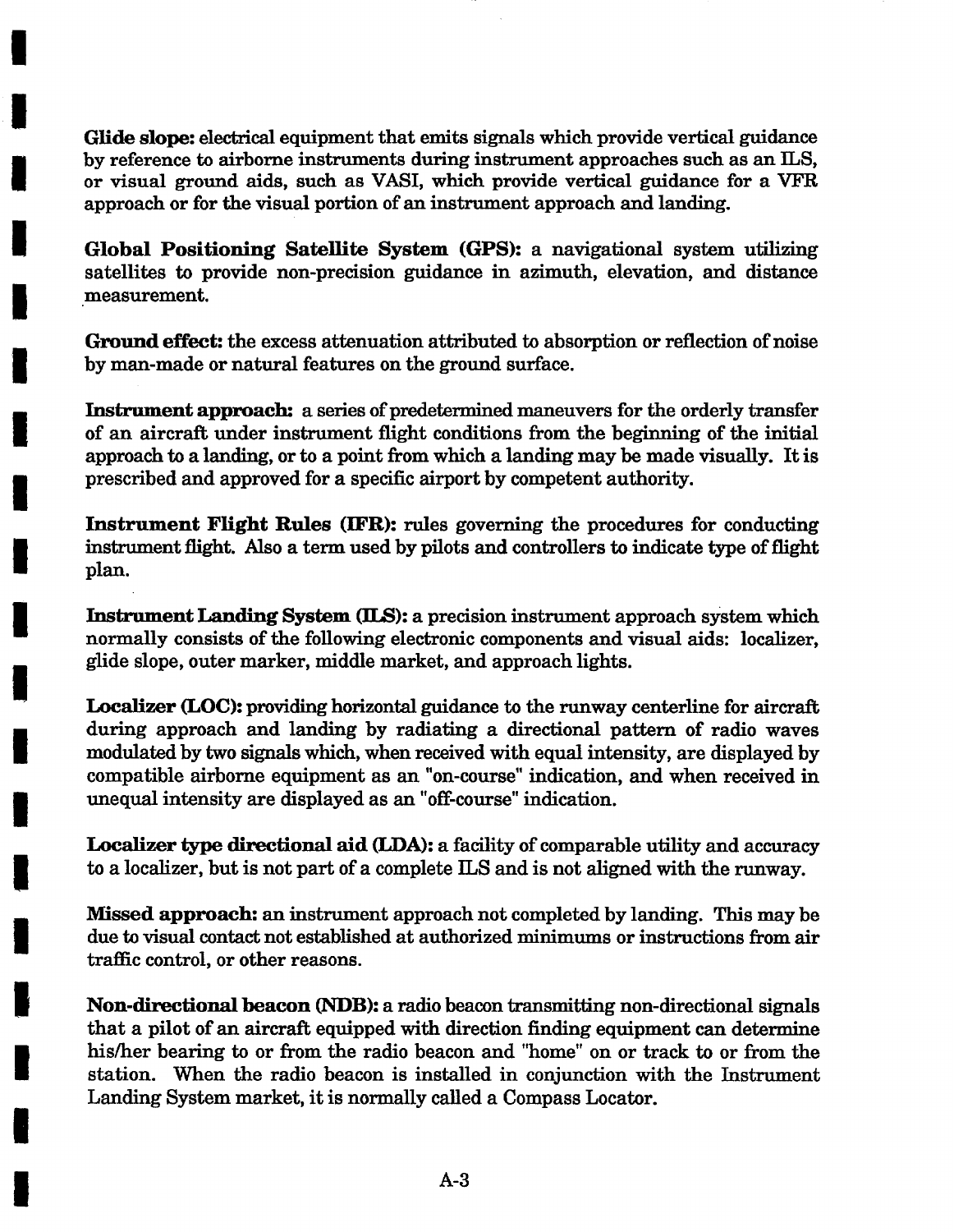**Glide slope:** electrical equipment that emits signals which provide vertical guidance by reference to airborne instruments during instrument approaches such as an ILS, or visual ground aids, such as VASI, which provide vertical guidance for a VFR approach or for the visual portion of an instrument approach and landing.

**Global Positioning Satellite System (GPS):** a navigational system utilizing satellites to provide non-precision guidance in azimuth, elevation, and distance measurement.

**Ground effect:** the excess attenuation attributed to absorption or reflection of noise by man-made or natural features on the ground surface.

**Instrument approach:** a series of predetermined maneuvers for the orderly transfer of an aircraft under instrument flight conditions from the beginning of the initial approach to a landing, or to a point from which a landing may be made visually. It is prescribed and approved for a specific airport by competent authority.

**Instrument Flight Rules (IFR):** rules governing the procedures for conducting instrument flight. Also a term used by pilots and controllers to indicate type of flight plan.

**Instrument Landing System (ILS):** a precision instrument approach system which normally consists of the following electronic components and visual aids: localizer, glide slope, outer marker, middle market, and approach lights.

**Localizer (LOC):** providing horizontal guidance to the runway centerline for aircraft during approach and landing by radiating a directional pattern of radio waves modulated by two signals which, when received with equal intensity, are displayed by compatible airborne equipment as an "on-course" indication, and when received in unequal intensity are displayed as an "off-course" indication.

**Localizer type directional aid (LDA):** a facility of comparable utility and accuracy to a localizer, but is not part of a complete ILS and is not aligned with the runway.

**Missed approach:** an instrument approach not completed by landing. This may be due to visual contact not established at authorized minimums or instructions from air traffic control, or other reasons.

**Non-directional beacon (NDB):** a radio beacon transmitting non-directional signals that a pilot of an aircraft equipped with direction finding equipment can determine his/her bearing to or from the radio beacon and "home" on or track to or from the station. When the radio beacon is installed in conjunction with the Instrument Landing System market, it is normally called a Compass Locator.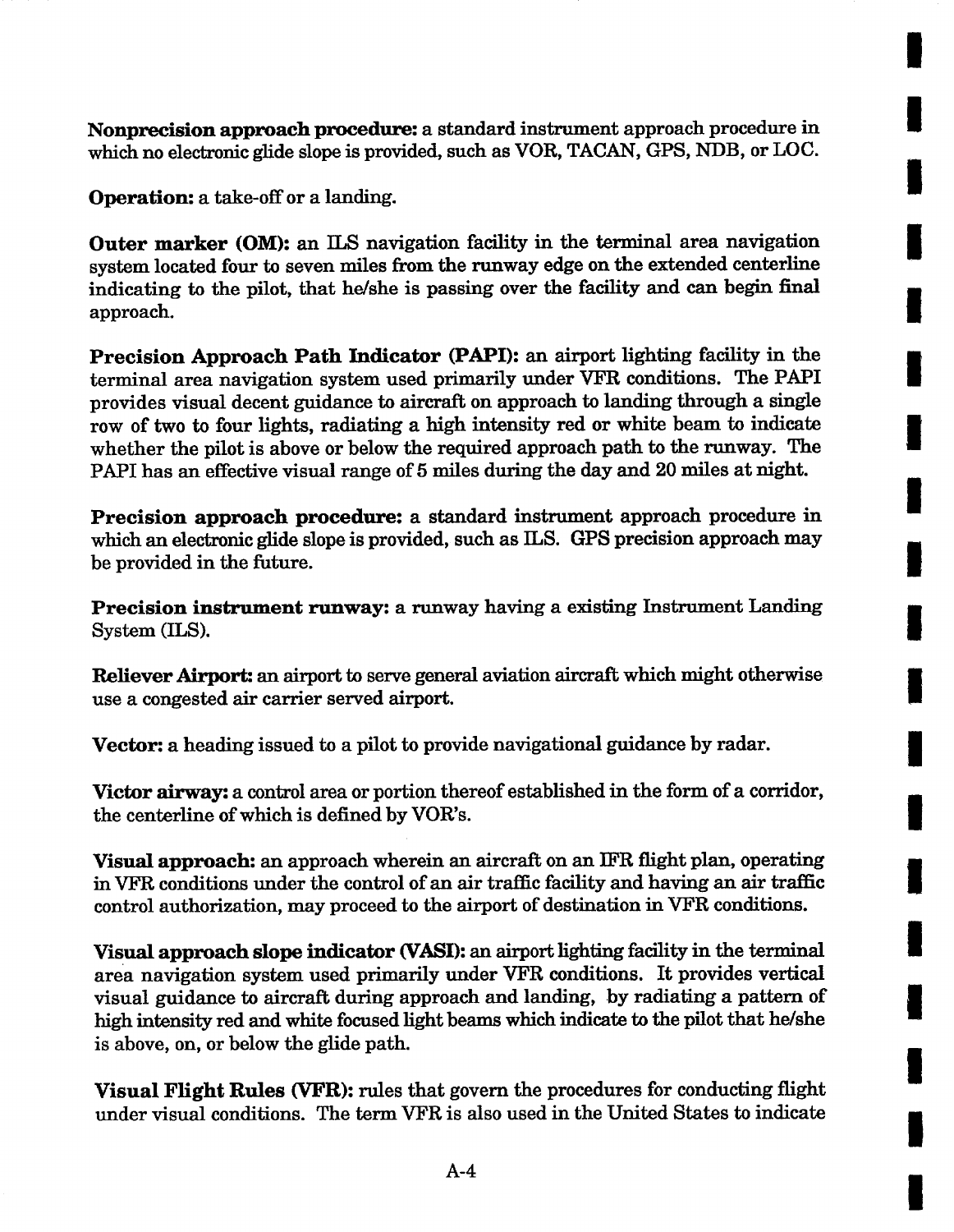**Nonprecision approach procedure:** a standard instrument approach procedure in which no electronic glide slope is provided, such as VOR, TACAN, GPS, NDB, or LOC.

**Operation:** a take-off or a landing.

**Outer marker (OM):** an ILS navigation facility in the terminal area navigation system located four to seven miles from the runway edge on the extended centerline indicating to the pilot, that he/she is passing over the facility and can begin final approach.

**Precision Approach Path Indicator (PAPI):** an airport lighting facility in the terminal area navigation system used primarily under VFR conditions. The PAPI provides visual decent guidance to aircraft on approach to landing through a single row of two to four lights, radiating a high intensity red or white beam to indicate whether the pilot is above or below the required approach path to the runway. The PAPI has an effective visual range of 5 miles during the day and 20 miles at night.

**Precision approach procedure:** a standard instrument approach procedure in which an electronic glide slope is provided, such as ILS. GPS precision approach may be provided in the future.

**Precision instrument runway:** a runway having a existing Instrument Landing System (ILS).

**Reliever Airport:** an airport to serve general aviation aircraft which might otherwise use a congested air carrier served airport.

**Vector:** a heading issued to a pilot to provide navigational guidance by radar.

**Victor airway:** a control area or portion thereof established in the form of a corridor, the centerline of which is defined by VOR's.

**Visual approach:** an approach wherein an aircraft on an IFR flight plan, operating in VFR conditions under the control of an air traffic facility and having an air traffic control authorization, may proceed to the airport of destination in VFR conditions.

**Visual approach slope indicator (VASI):** an airport lighting facility in the terminal area navigation system used primarily under VFR conditions. It provides vertical visual guidance to aircraft during approach and landing, by radiating a pattern of high intensity red and white focused light beams which indicate to the pilot that he/she is above, on, or below the glide path.

**Visual Flight Rules (VFR):** rules that govern the procedures for conducting flight under visual conditions. The term VFR is also used in the United States to indicate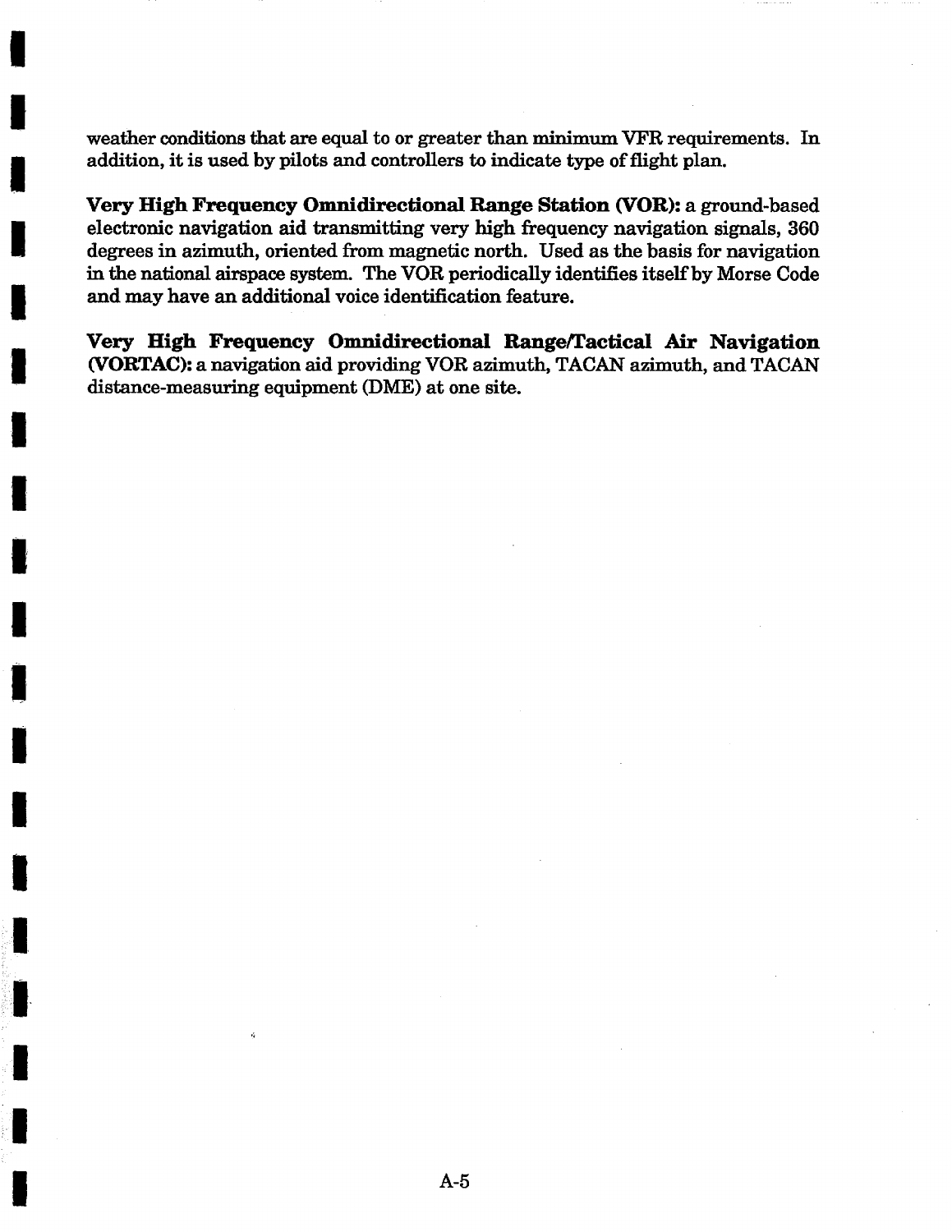weather conditions that are equal to or greater than minimum VFR requirements. In addition, it is used by pilots and controllers to indicate type of flight plan.

**Very High Frequency Omnidirectional Range Station (VOR):** a ground-based electronic navigation aid transmitting very high frequency navigation signals, 360 degrees in azimuth, oriented from magnetic north. Used as the basis for navigation in the national airspace system. The VOR periodically identifies itself by Morse Code and may have an additional voice identification feature.

**Very High Frequency Omnidirectional Range/Tactical Air Navigation (VORTAC):** a navigation aid providing VOR azimuth, TACAN azimuth, and TACAN distance-measuring equipment (DME) at one site.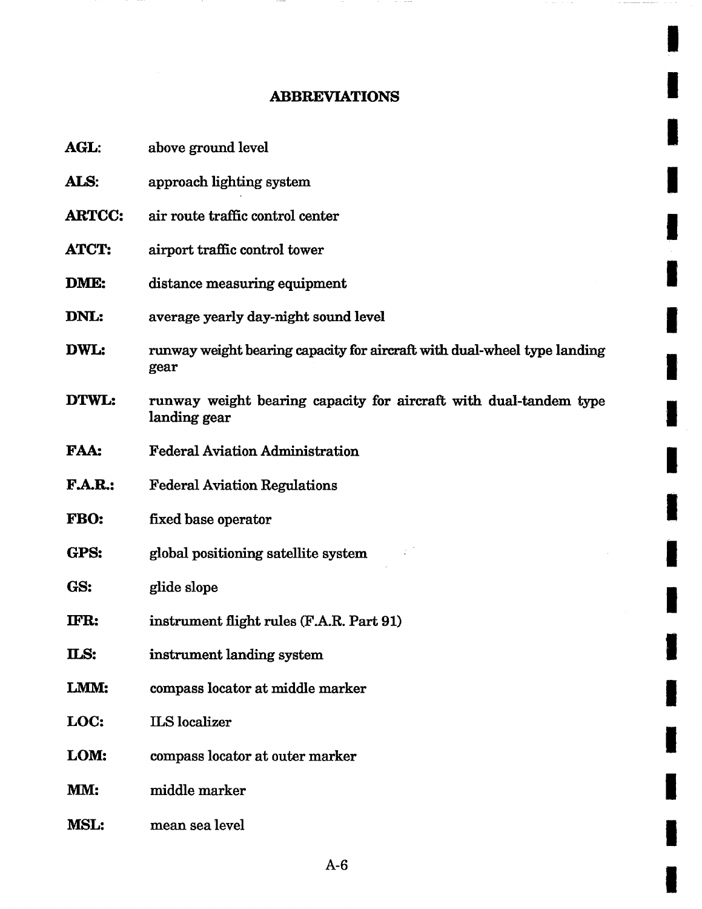## ABBREVIATIONS

**AGL:** above ground level

**ALS:** approach lighting system

**ARTCC:** air route traffic control center

**ATCT:** airport traffic control tower

**DME:** distance measuring equipment

**DNL:** average yearly day-night sound level

**DWL:** runway weight bearing capacity for aircraft with dual-wheel type landing gear

**DTWL:** runway weight bearing capacity for aircraft with dual-tandem type landing gear

**FAA:** Federal Aviation Administration

**F.A.R.:** Federal Aviation Regulations

**FBO:** fixed base operator

**GPS:** global positioning satellite system

**GS:** glide slope

**IFR:** instrument flight rules (F.A.R. Part 91)

**ILS:** instrument landing system

**LMM:** compass locator at middle marker

**LOC:** ILS localizer

**LOM:** compass locator at outer marker

**MM:** middle marker

**MSL:** mean sea level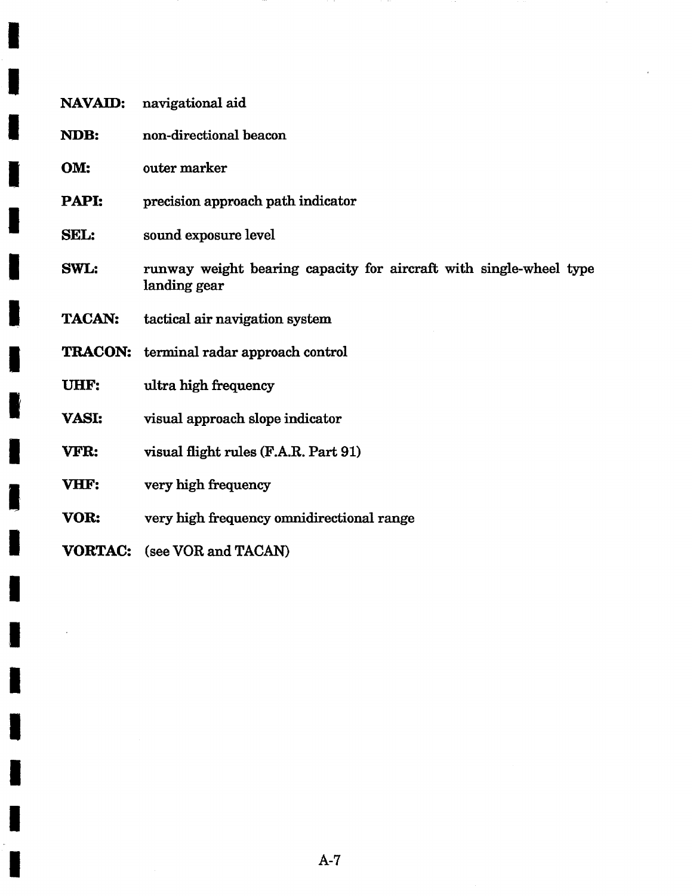**NAVAID:** navigational aid

**NDB:** non-directional beacon

**OM:** outer marker

**PAPI:** precision approach path indicator

**SEL:** sound exposure level

**SWL:** runway weight bearing capacity for aircraft with single-wheel type landing gear

**TACAN:** tactical air navigation system

**TRACON:** terminal radar approach control

**UHF:** ultra high frequency

**VASI:** visual approach slope indicator

**VFR:** visual flight rules (F.A.R. Part 91)

**VHF:** very high frequency

**VOR:** very high frequency omnidirectional range

**VORTAC:** (see VOR and TACAN)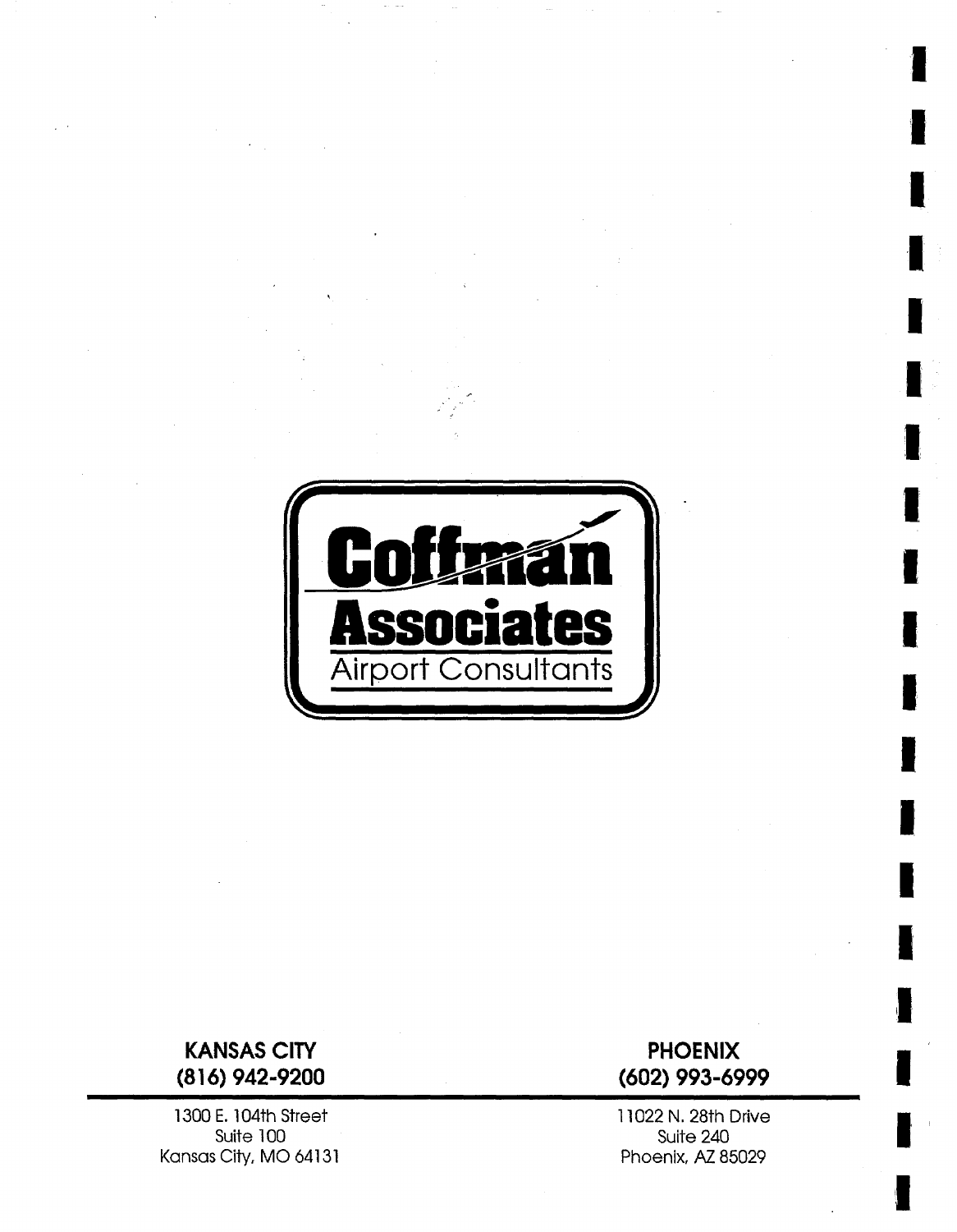**Coffman Associates**

Airport Consultants

**KANSAS CITY**
**(816) 942-9200**

1300 E. 104th Street
Suite 100
Kansas City, MO 64131

**PHOENIX**
**(602) 993-6999**

11022 N. 28th Drive
Suite 240
Phoenix, AZ 85029